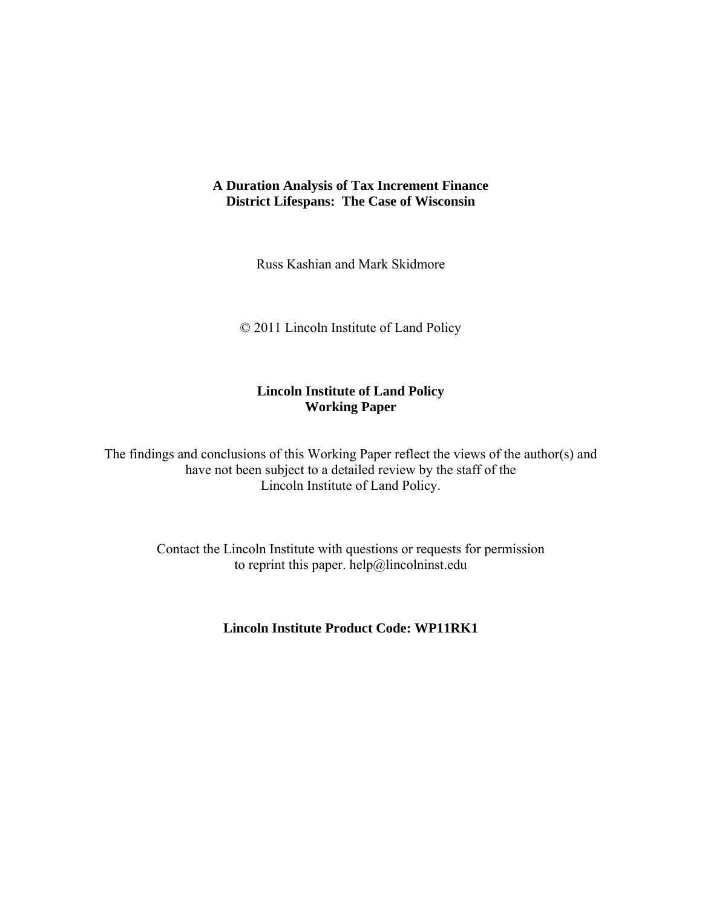# A Duration Analysis of Tax Increment Finance District Lifespans: The Case of Wisconsin

Russ Kashian and Mark Skidmore

© 2011 Lincoln Institute of Land Policy

**Lincoln Institute of Land Policy**
**Working Paper**

The findings and conclusions of this Working Paper reflect the views of the author(s) and have not been subject to a detailed review by the staff of the Lincoln Institute of Land Policy.

Contact the Lincoln Institute with questions or requests for permission to reprint this paper. help@lincolninst.edu

**Lincoln Institute Product Code: WP11RK1**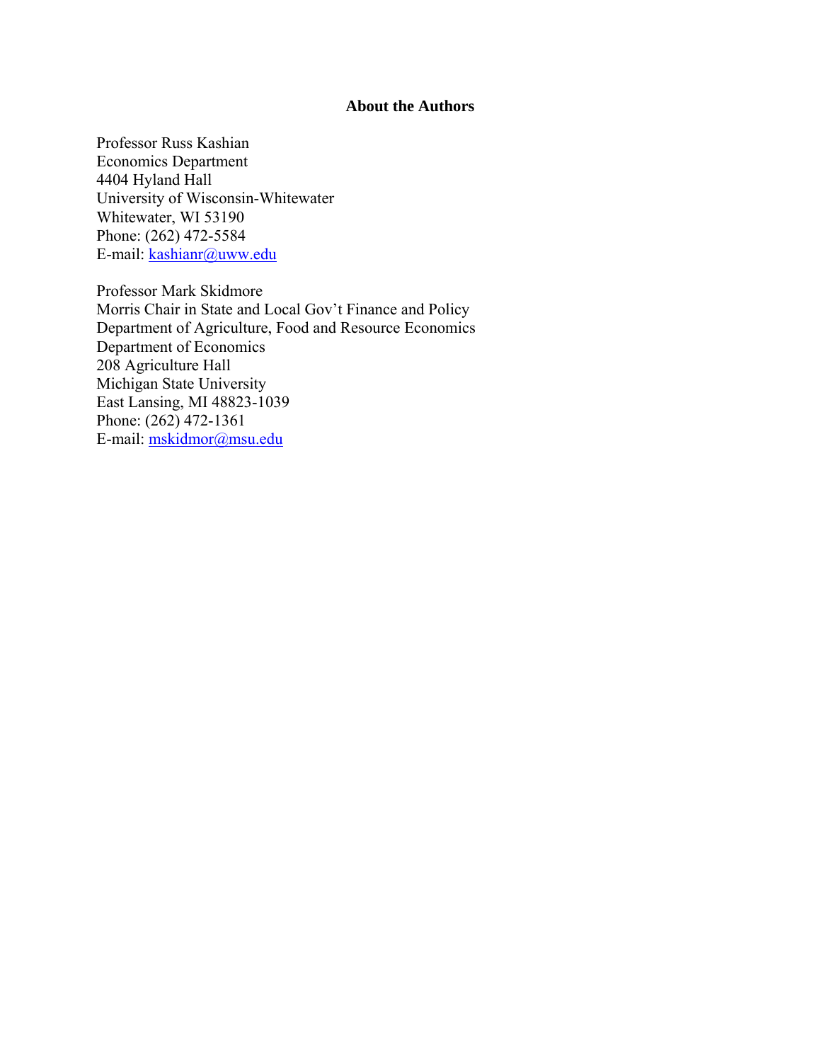## About the Authors

Professor Russ Kashian
Economics Department
4404 Hyland Hall
University of Wisconsin-Whitewater
Whitewater, WI 53190
Phone: (262) 472-5584
E-mail: kashianr@uww.edu

Professor Mark Skidmore
Morris Chair in State and Local Gov't Finance and Policy
Department of Agriculture, Food and Resource Economics
Department of Economics
208 Agriculture Hall
Michigan State University
East Lansing, MI 48823-1039
Phone: (262) 472-1361
E-mail: mskidmor@msu.edu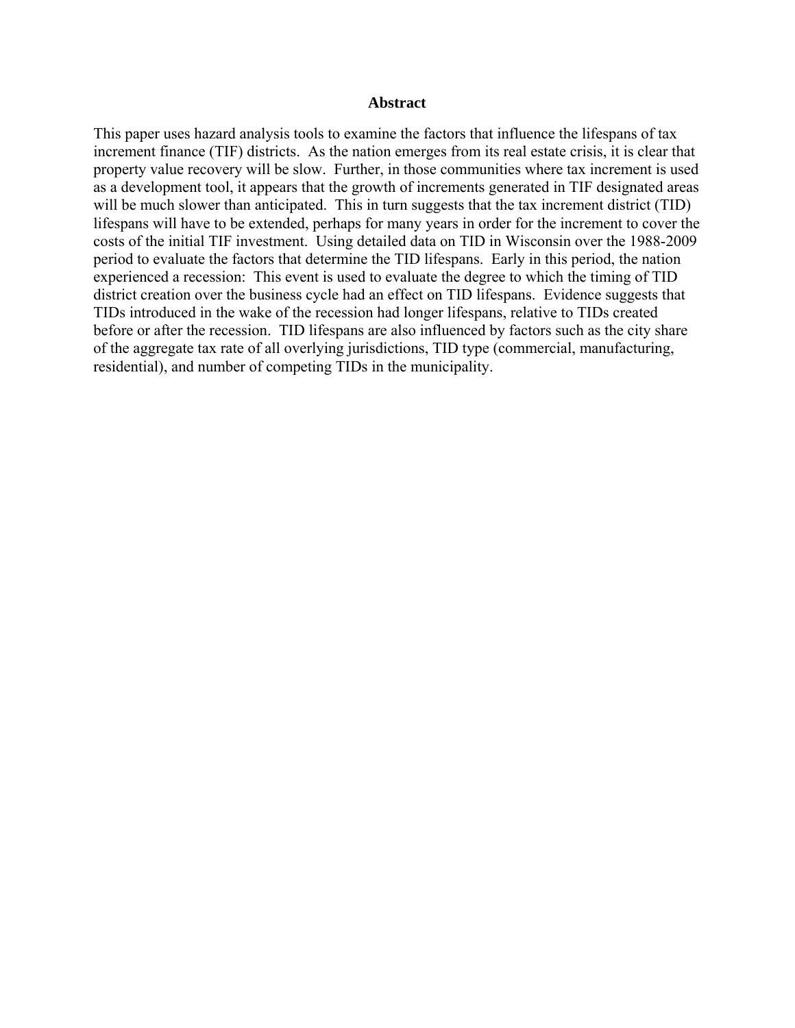## Abstract

This paper uses hazard analysis tools to examine the factors that influence the lifespans of tax increment finance (TIF) districts. As the nation emerges from its real estate crisis, it is clear that property value recovery will be slow. Further, in those communities where tax increment is used as a development tool, it appears that the growth of increments generated in TIF designated areas will be much slower than anticipated. This in turn suggests that the tax increment district (TID) lifespans will have to be extended, perhaps for many years in order for the increment to cover the costs of the initial TIF investment. Using detailed data on TID in Wisconsin over the 1988-2009 period to evaluate the factors that determine the TID lifespans. Early in this period, the nation experienced a recession: This event is used to evaluate the degree to which the timing of TID district creation over the business cycle had an effect on TID lifespans. Evidence suggests that TIDs introduced in the wake of the recession had longer lifespans, relative to TIDs created before or after the recession. TID lifespans are also influenced by factors such as the city share of the aggregate tax rate of all overlying jurisdictions, TID type (commercial, manufacturing, residential), and number of competing TIDs in the municipality.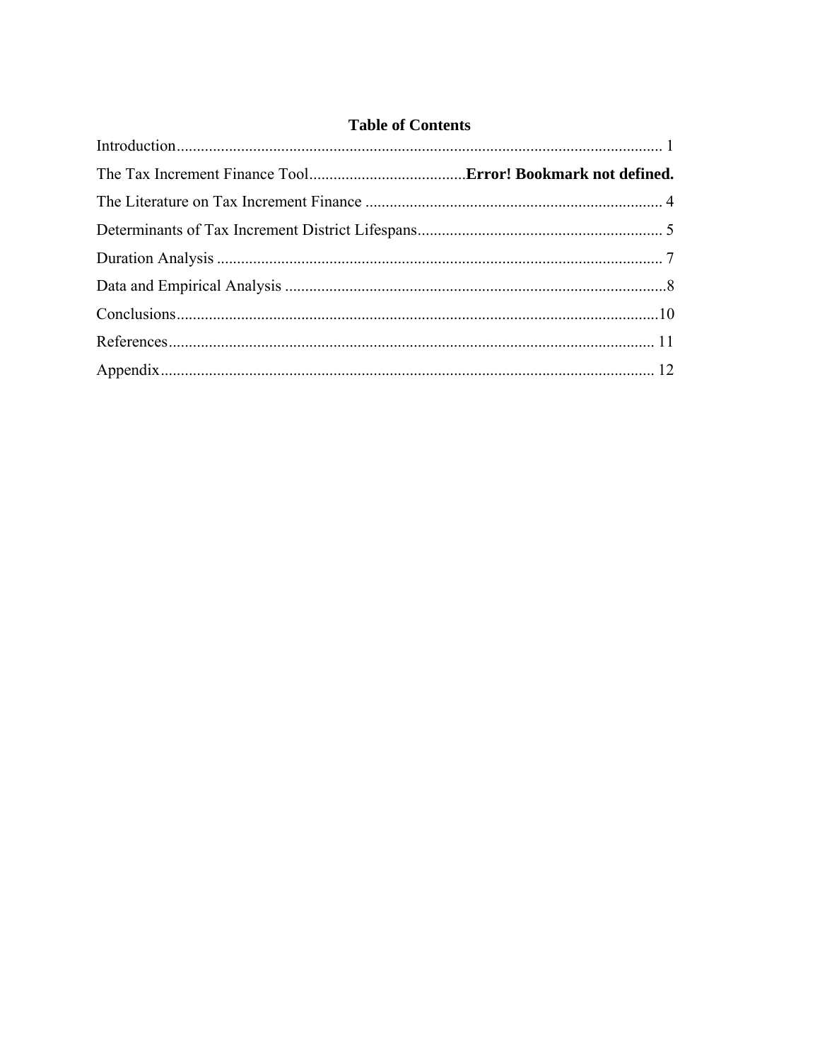**Table of Contents**

Introduction........................................................................................................................ 1

The Tax Increment Finance Tool.......................................**Error! Bookmark not defined.**

The Literature on Tax Increment Finance .......................................................................... 4

Determinants of Tax Increment District Lifespans............................................................ 5

Duration Analysis .............................................................................................................. 7

Data and Empirical Analysis ..............................................................................................8

Conclusions.......................................................................................................................10

References........................................................................................................................ 11

Appendix.......................................................................................................................... 12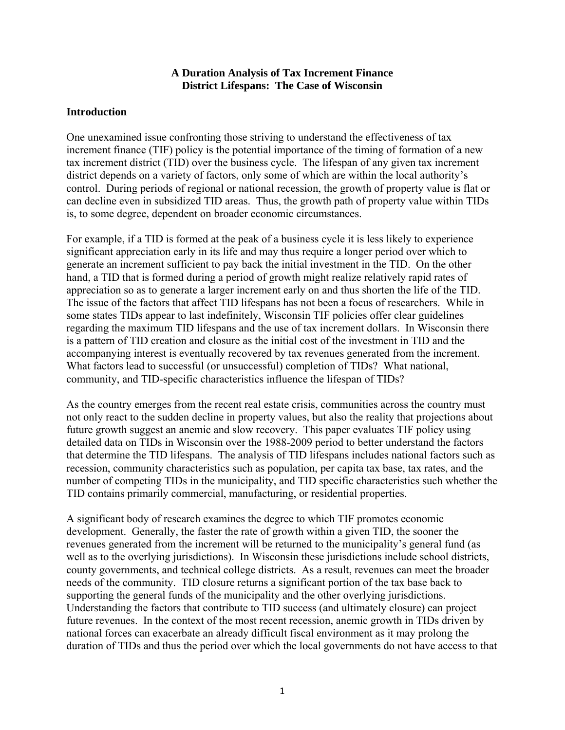**A Duration Analysis of Tax Increment Finance District Lifespans: The Case of Wisconsin**

## Introduction

One unexamined issue confronting those striving to understand the effectiveness of tax increment finance (TIF) policy is the potential importance of the timing of formation of a new tax increment district (TID) over the business cycle. The lifespan of any given tax increment district depends on a variety of factors, only some of which are within the local authority's control. During periods of regional or national recession, the growth of property value is flat or can decline even in subsidized TID areas. Thus, the growth path of property value within TIDs is, to some degree, dependent on broader economic circumstances.

For example, if a TID is formed at the peak of a business cycle it is less likely to experience significant appreciation early in its life and may thus require a longer period over which to generate an increment sufficient to pay back the initial investment in the TID. On the other hand, a TID that is formed during a period of growth might realize relatively rapid rates of appreciation so as to generate a larger increment early on and thus shorten the life of the TID. The issue of the factors that affect TID lifespans has not been a focus of researchers. While in some states TIDs appear to last indefinitely, Wisconsin TIF policies offer clear guidelines regarding the maximum TID lifespans and the use of tax increment dollars. In Wisconsin there is a pattern of TID creation and closure as the initial cost of the investment in TID and the accompanying interest is eventually recovered by tax revenues generated from the increment. What factors lead to successful (or unsuccessful) completion of TIDs? What national, community, and TID-specific characteristics influence the lifespan of TIDs?

As the country emerges from the recent real estate crisis, communities across the country must not only react to the sudden decline in property values, but also the reality that projections about future growth suggest an anemic and slow recovery. This paper evaluates TIF policy using detailed data on TIDs in Wisconsin over the 1988-2009 period to better understand the factors that determine the TID lifespans. The analysis of TID lifespans includes national factors such as recession, community characteristics such as population, per capita tax base, tax rates, and the number of competing TIDs in the municipality, and TID specific characteristics such whether the TID contains primarily commercial, manufacturing, or residential properties.

A significant body of research examines the degree to which TIF promotes economic development. Generally, the faster the rate of growth within a given TID, the sooner the revenues generated from the increment will be returned to the municipality's general fund (as well as to the overlying jurisdictions). In Wisconsin these jurisdictions include school districts, county governments, and technical college districts. As a result, revenues can meet the broader needs of the community. TID closure returns a significant portion of the tax base back to supporting the general funds of the municipality and the other overlying jurisdictions. Understanding the factors that contribute to TID success (and ultimately closure) can project future revenues. In the context of the most recent recession, anemic growth in TIDs driven by national forces can exacerbate an already difficult fiscal environment as it may prolong the duration of TIDs and thus the period over which the local governments do not have access to that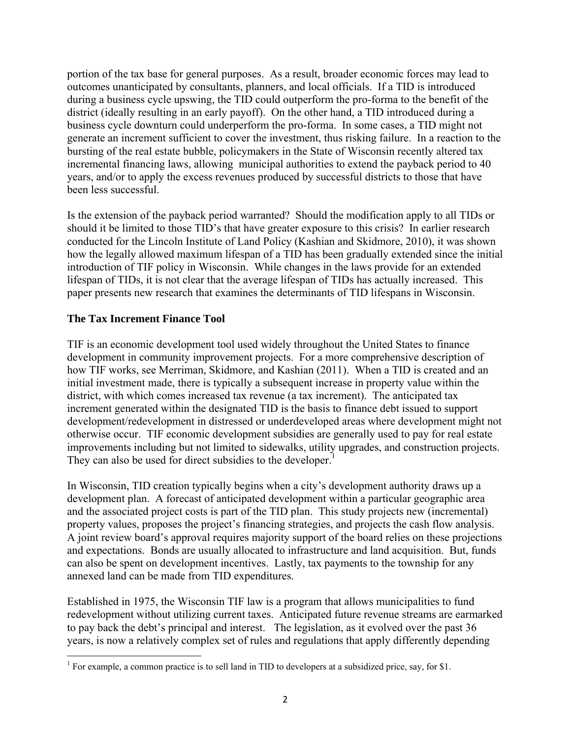portion of the tax base for general purposes. As a result, broader economic forces may lead to outcomes unanticipated by consultants, planners, and local officials. If a TID is introduced during a business cycle upswing, the TID could outperform the pro-forma to the benefit of the district (ideally resulting in an early payoff). On the other hand, a TID introduced during a business cycle downturn could underperform the pro-forma. In some cases, a TID might not generate an increment sufficient to cover the investment, thus risking failure. In a reaction to the bursting of the real estate bubble, policymakers in the State of Wisconsin recently altered tax incremental financing laws, allowing municipal authorities to extend the payback period to 40 years, and/or to apply the excess revenues produced by successful districts to those that have been less successful.

Is the extension of the payback period warranted? Should the modification apply to all TIDs or should it be limited to those TID's that have greater exposure to this crisis? In earlier research conducted for the Lincoln Institute of Land Policy (Kashian and Skidmore, 2010), it was shown how the legally allowed maximum lifespan of a TID has been gradually extended since the initial introduction of TIF policy in Wisconsin. While changes in the laws provide for an extended lifespan of TIDs, it is not clear that the average lifespan of TIDs has actually increased. This paper presents new research that examines the determinants of TID lifespans in Wisconsin.

## The Tax Increment Finance Tool

TIF is an economic development tool used widely throughout the United States to finance development in community improvement projects. For a more comprehensive description of how TIF works, see Merriman, Skidmore, and Kashian (2011). When a TID is created and an initial investment made, there is typically a subsequent increase in property value within the district, with which comes increased tax revenue (a tax increment). The anticipated tax increment generated within the designated TID is the basis to finance debt issued to support development/redevelopment in distressed or underdeveloped areas where development might not otherwise occur. TIF economic development subsidies are generally used to pay for real estate improvements including but not limited to sidewalks, utility upgrades, and construction projects. They can also be used for direct subsidies to the developer.[1]

In Wisconsin, TID creation typically begins when a city's development authority draws up a development plan. A forecast of anticipated development within a particular geographic area and the associated project costs is part of the TID plan. This study projects new (incremental) property values, proposes the project's financing strategies, and projects the cash flow analysis. A joint review board's approval requires majority support of the board relies on these projections and expectations. Bonds are usually allocated to infrastructure and land acquisition. But, funds can also be spent on development incentives. Lastly, tax payments to the township for any annexed land can be made from TID expenditures.

Established in 1975, the Wisconsin TIF law is a program that allows municipalities to fund redevelopment without utilizing current taxes. Anticipated future revenue streams are earmarked to pay back the debt's principal and interest. The legislation, as it evolved over the past 36 years, is now a relatively complex set of rules and regulations that apply differently depending

[1] For example, a common practice is to sell land in TID to developers at a subsidized price, say, for $1.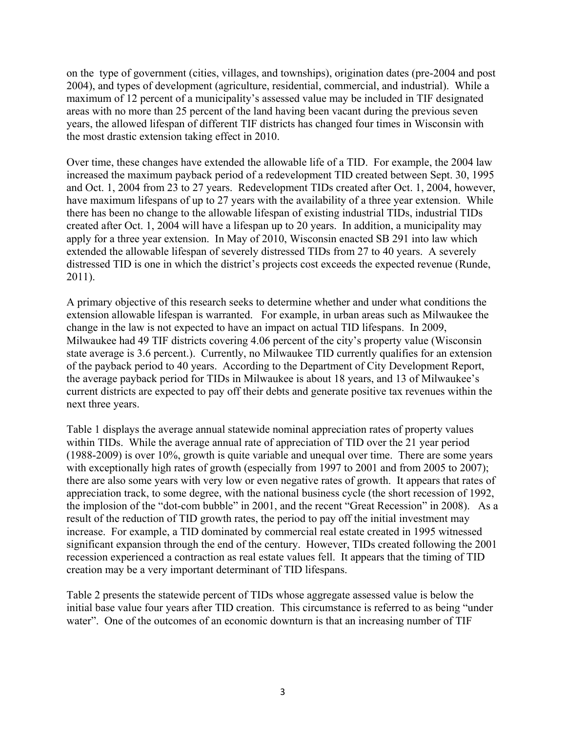on the  type of government (cities, villages, and townships), origination dates (pre-2004 and post 2004), and types of development (agriculture, residential, commercial, and industrial).  While a maximum of 12 percent of a municipality's assessed value may be included in TIF designated areas with no more than 25 percent of the land having been vacant during the previous seven years, the allowed lifespan of different TIF districts has changed four times in Wisconsin with the most drastic extension taking effect in 2010.

Over time, these changes have extended the allowable life of a TID.  For example, the 2004 law increased the maximum payback period of a redevelopment TID created between Sept. 30, 1995 and Oct. 1, 2004 from 23 to 27 years.  Redevelopment TIDs created after Oct. 1, 2004, however, have maximum lifespans of up to 27 years with the availability of a three year extension.  While there has been no change to the allowable lifespan of existing industrial TIDs, industrial TIDs created after Oct. 1, 2004 will have a lifespan up to 20 years.  In addition, a municipality may apply for a three year extension.  In May of 2010, Wisconsin enacted SB 291 into law which extended the allowable lifespan of severely distressed TIDs from 27 to 40 years.  A severely distressed TID is one in which the district's projects cost exceeds the expected revenue (Runde, 2011).

A primary objective of this research seeks to determine whether and under what conditions the extension allowable lifespan is warranted.   For example, in urban areas such as Milwaukee the change in the law is not expected to have an impact on actual TID lifespans.  In 2009, Milwaukee had 49 TIF districts covering 4.06 percent of the city's property value (Wisconsin state average is 3.6 percent.).  Currently, no Milwaukee TID currently qualifies for an extension of the payback period to 40 years.  According to the Department of City Development Report, the average payback period for TIDs in Milwaukee is about 18 years, and 13 of Milwaukee's current districts are expected to pay off their debts and generate positive tax revenues within the next three years.

Table 1 displays the average annual statewide nominal appreciation rates of property values within TIDs.  While the average annual rate of appreciation of TID over the 21 year period (1988-2009) is over 10%, growth is quite variable and unequal over time.  There are some years with exceptionally high rates of growth (especially from 1997 to 2001 and from 2005 to 2007); there are also some years with very low or even negative rates of growth.  It appears that rates of appreciation track, to some degree, with the national business cycle (the short recession of 1992, the implosion of the "dot-com bubble" in 2001, and the recent "Great Recession" in 2008).   As a result of the reduction of TID growth rates, the period to pay off the initial investment may increase.  For example, a TID dominated by commercial real estate created in 1995 witnessed significant expansion through the end of the century.  However, TIDs created following the 2001 recession experienced a contraction as real estate values fell.  It appears that the timing of TID creation may be a very important determinant of TID lifespans.

Table 2 presents the statewide percent of TIDs whose aggregate assessed value is below the initial base value four years after TID creation.  This circumstance is referred to as being "under water".  One of the outcomes of an economic downturn is that an increasing number of TIF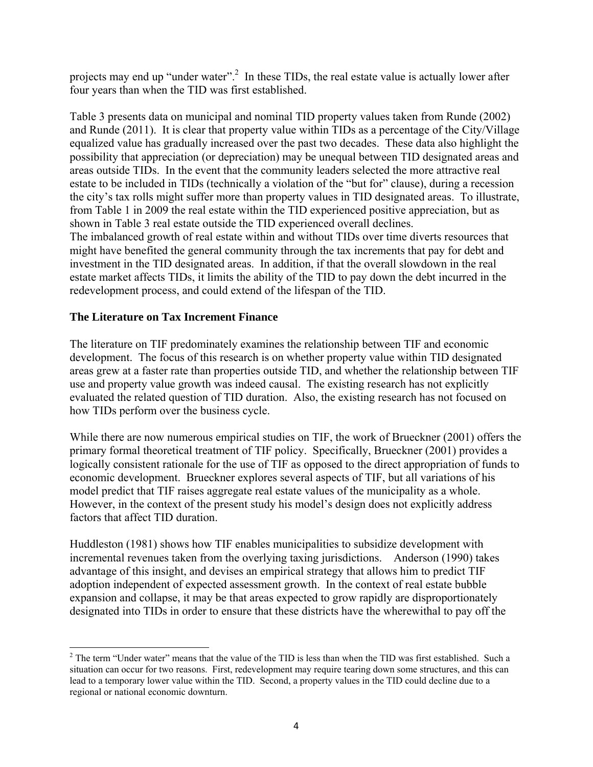projects may end up "under water".[2] In these TIDs, the real estate value is actually lower after four years than when the TID was first established.

Table 3 presents data on municipal and nominal TID property values taken from Runde (2002) and Runde (2011). It is clear that property value within TIDs as a percentage of the City/Village equalized value has gradually increased over the past two decades. These data also highlight the possibility that appreciation (or depreciation) may be unequal between TID designated areas and areas outside TIDs. In the event that the community leaders selected the more attractive real estate to be included in TIDs (technically a violation of the "but for" clause), during a recession the city's tax rolls might suffer more than property values in TID designated areas. To illustrate, from Table 1 in 2009 the real estate within the TID experienced positive appreciation, but as shown in Table 3 real estate outside the TID experienced overall declines.
The imbalanced growth of real estate within and without TIDs over time diverts resources that might have benefited the general community through the tax increments that pay for debt and investment in the TID designated areas. In addition, if that the overall slowdown in the real estate market affects TIDs, it limits the ability of the TID to pay down the debt incurred in the redevelopment process, and could extend of the lifespan of the TID.

## The Literature on Tax Increment Finance

The literature on TIF predominately examines the relationship between TIF and economic development. The focus of this research is on whether property value within TID designated areas grew at a faster rate than properties outside TID, and whether the relationship between TIF use and property value growth was indeed causal. The existing research has not explicitly evaluated the related question of TID duration. Also, the existing research has not focused on how TIDs perform over the business cycle.

While there are now numerous empirical studies on TIF, the work of Brueckner (2001) offers the primary formal theoretical treatment of TIF policy. Specifically, Brueckner (2001) provides a logically consistent rationale for the use of TIF as opposed to the direct appropriation of funds to economic development. Brueckner explores several aspects of TIF, but all variations of his model predict that TIF raises aggregate real estate values of the municipality as a whole. However, in the context of the present study his model's design does not explicitly address factors that affect TID duration.

Huddleston (1981) shows how TIF enables municipalities to subsidize development with incremental revenues taken from the overlying taxing jurisdictions. Anderson (1990) takes advantage of this insight, and devises an empirical strategy that allows him to predict TIF adoption independent of expected assessment growth. In the context of real estate bubble expansion and collapse, it may be that areas expected to grow rapidly are disproportionately designated into TIDs in order to ensure that these districts have the wherewithal to pay off the

[2] The term "Under water" means that the value of the TID is less than when the TID was first established. Such a situation can occur for two reasons. First, redevelopment may require tearing down some structures, and this can lead to a temporary lower value within the TID. Second, a property values in the TID could decline due to a regional or national economic downturn.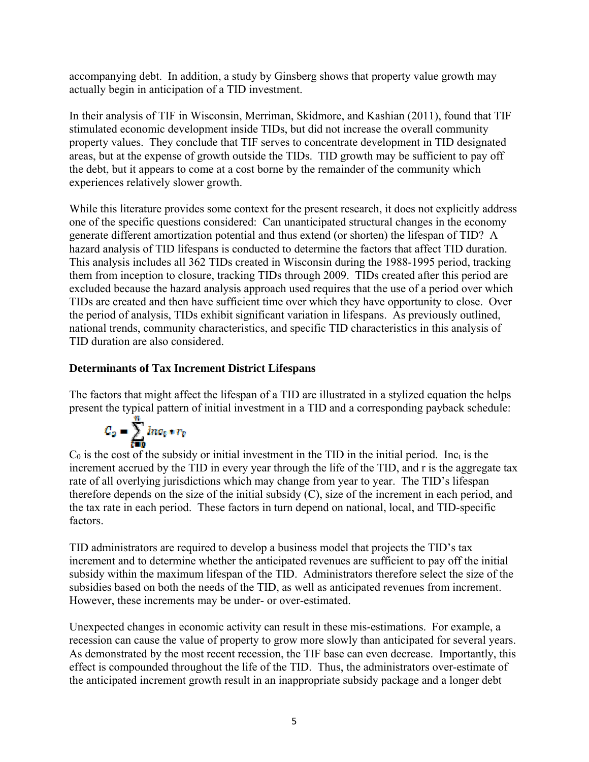accompanying debt. In addition, a study by Ginsberg shows that property value growth may actually begin in anticipation of a TID investment.

In their analysis of TIF in Wisconsin, Merriman, Skidmore, and Kashian (2011), found that TIF stimulated economic development inside TIDs, but did not increase the overall community property values. They conclude that TIF serves to concentrate development in TID designated areas, but at the expense of growth outside the TIDs. TID growth may be sufficient to pay off the debt, but it appears to come at a cost borne by the remainder of the community which experiences relatively slower growth.

While this literature provides some context for the present research, it does not explicitly address one of the specific questions considered: Can unanticipated structural changes in the economy generate different amortization potential and thus extend (or shorten) the lifespan of TID? A hazard analysis of TID lifespans is conducted to determine the factors that affect TID duration. This analysis includes all 362 TIDs created in Wisconsin during the 1988-1995 period, tracking them from inception to closure, tracking TIDs through 2009. TIDs created after this period are excluded because the hazard analysis approach used requires that the use of a period over which TIDs are created and then have sufficient time over which they have opportunity to close. Over the period of analysis, TIDs exhibit significant variation in lifespans. As previously outlined, national trends, community characteristics, and specific TID characteristics in this analysis of TID duration are also considered.

**Determinants of Tax Increment District Lifespans**

The factors that might affect the lifespan of a TID are illustrated in a stylized equation the helps present the typical pattern of initial investment in a TID and a corresponding payback schedule:

$$C_0 = \sum_{t=0}^{N} Inc_t * r_t$$

$C_0$ is the cost of the subsidy or initial investment in the TID in the initial period. $Inc_t$ is the increment accrued by the TID in every year through the life of the TID, and r is the aggregate tax rate of all overlying jurisdictions which may change from year to year. The TID's lifespan therefore depends on the size of the initial subsidy (C), size of the increment in each period, and the tax rate in each period. These factors in turn depend on national, local, and TID-specific factors.

TID administrators are required to develop a business model that projects the TID's tax increment and to determine whether the anticipated revenues are sufficient to pay off the initial subsidy within the maximum lifespan of the TID. Administrators therefore select the size of the subsidies based on both the needs of the TID, as well as anticipated revenues from increment. However, these increments may be under- or over-estimated.

Unexpected changes in economic activity can result in these mis-estimations. For example, a recession can cause the value of property to grow more slowly than anticipated for several years. As demonstrated by the most recent recession, the TIF base can even decrease. Importantly, this effect is compounded throughout the life of the TID. Thus, the administrators over-estimate of the anticipated increment growth result in an inappropriate subsidy package and a longer debt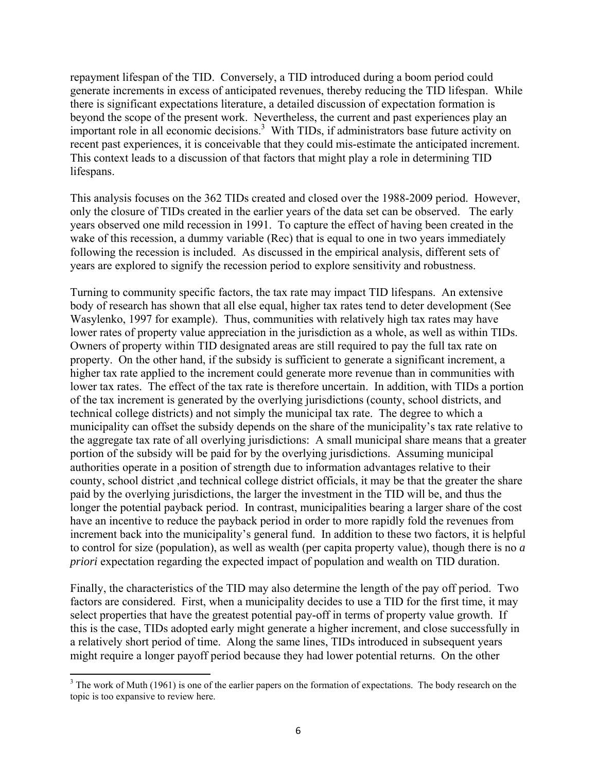repayment lifespan of the TID. Conversely, a TID introduced during a boom period could generate increments in excess of anticipated revenues, thereby reducing the TID lifespan. While there is significant expectations literature, a detailed discussion of expectation formation is beyond the scope of the present work. Nevertheless, the current and past experiences play an important role in all economic decisions.[3] With TIDs, if administrators base future activity on recent past experiences, it is conceivable that they could mis-estimate the anticipated increment. This context leads to a discussion of that factors that might play a role in determining TID lifespans.

This analysis focuses on the 362 TIDs created and closed over the 1988-2009 period. However, only the closure of TIDs created in the earlier years of the data set can be observed. The early years observed one mild recession in 1991. To capture the effect of having been created in the wake of this recession, a dummy variable (Rec) that is equal to one in two years immediately following the recession is included. As discussed in the empirical analysis, different sets of years are explored to signify the recession period to explore sensitivity and robustness.

Turning to community specific factors, the tax rate may impact TID lifespans. An extensive body of research has shown that all else equal, higher tax rates tend to deter development (See Wasylenko, 1997 for example). Thus, communities with relatively high tax rates may have lower rates of property value appreciation in the jurisdiction as a whole, as well as within TIDs. Owners of property within TID designated areas are still required to pay the full tax rate on property. On the other hand, if the subsidy is sufficient to generate a significant increment, a higher tax rate applied to the increment could generate more revenue than in communities with lower tax rates. The effect of the tax rate is therefore uncertain. In addition, with TIDs a portion of the tax increment is generated by the overlying jurisdictions (county, school districts, and technical college districts) and not simply the municipal tax rate. The degree to which a municipality can offset the subsidy depends on the share of the municipality's tax rate relative to the aggregate tax rate of all overlying jurisdictions: A small municipal share means that a greater portion of the subsidy will be paid for by the overlying jurisdictions. Assuming municipal authorities operate in a position of strength due to information advantages relative to their county, school district ,and technical college district officials, it may be that the greater the share paid by the overlying jurisdictions, the larger the investment in the TID will be, and thus the longer the potential payback period. In contrast, municipalities bearing a larger share of the cost have an incentive to reduce the payback period in order to more rapidly fold the revenues from increment back into the municipality's general fund. In addition to these two factors, it is helpful to control for size (population), as well as wealth (per capita property value), though there is no *a priori* expectation regarding the expected impact of population and wealth on TID duration.

Finally, the characteristics of the TID may also determine the length of the pay off period. Two factors are considered. First, when a municipality decides to use a TID for the first time, it may select properties that have the greatest potential pay-off in terms of property value growth. If this is the case, TIDs adopted early might generate a higher increment, and close successfully in a relatively short period of time. Along the same lines, TIDs introduced in subsequent years might require a longer payoff period because they had lower potential returns. On the other

[3] The work of Muth (1961) is one of the earlier papers on the formation of expectations. The body research on the topic is too expansive to review here.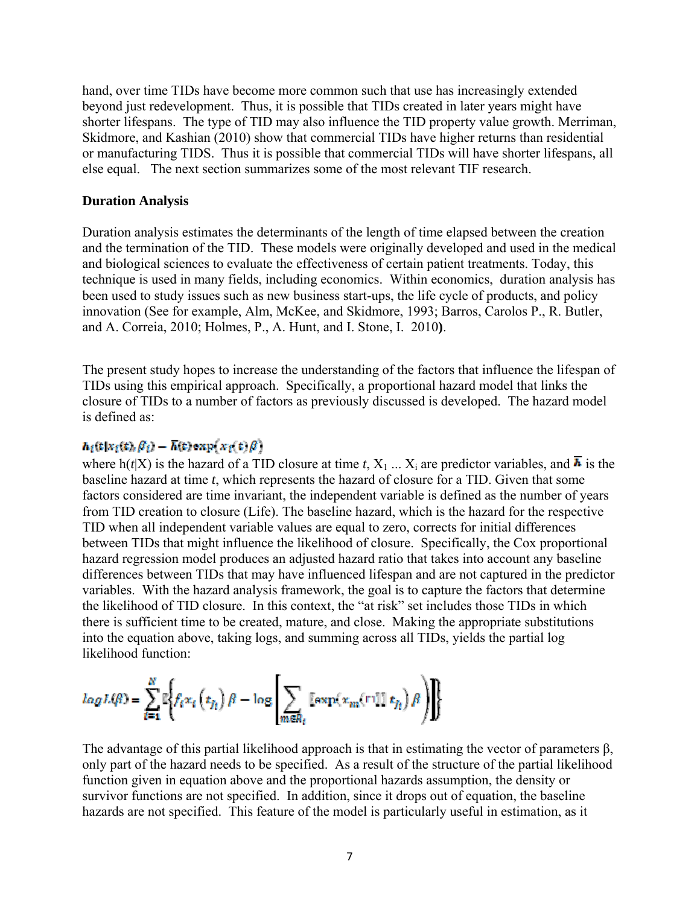hand, over time TIDs have become more common such that use has increasingly extended beyond just redevelopment. Thus, it is possible that TIDs created in later years might have shorter lifespans. The type of TID may also influence the TID property value growth. Merriman, Skidmore, and Kashian (2010) show that commercial TIDs have higher returns than residential or manufacturing TIDS. Thus it is possible that commercial TIDs will have shorter lifespans, all else equal. The next section summarizes some of the most relevant TIF research.

**Duration Analysis**

Duration analysis estimates the determinants of the length of time elapsed between the creation and the termination of the TID. These models were originally developed and used in the medical and biological sciences to evaluate the effectiveness of certain patient treatments. Today, this technique is used in many fields, including economics. Within economics, duration analysis has been used to study issues such as new business start-ups, the life cycle of products, and policy innovation (See for example, Alm, McKee, and Skidmore, 1993; Barros, Carolos P., R. Butler, and A. Correia, 2010; Holmes, P., A. Hunt, and I. Stone, I. 2010**)**.

The present study hopes to increase the understanding of the factors that influence the lifespan of TIDs using this empirical approach. Specifically, a proportional hazard model that links the closure of TIDs to a number of factors as previously discussed is developed. The hazard model is defined as:

$$h_i(t|x_i(t), \beta_i) = \bar{h}(t)\exp(x_i(t)\beta)$$

where $h(t|X)$ is the hazard of a TID closure at time $t$, $X_1 \ldots X_i$ are predictor variables, and $\bar{h}$ is the baseline hazard at time $t$, which represents the hazard of closure for a TID. Given that some factors considered are time invariant, the independent variable is defined as the number of years from TID creation to closure (Life). The baseline hazard, which is the hazard for the respective TID when all independent variable values are equal to zero, corrects for initial differences between TIDs that might influence the likelihood of closure. Specifically, the Cox proportional hazard regression model produces an adjusted hazard ratio that takes into account any baseline differences between TIDs that may have influenced lifespan and are not captured in the predictor variables. With the hazard analysis framework, the goal is to capture the factors that determine the likelihood of TID closure. In this context, the "at risk" set includes those TIDs in which there is sufficient time to be created, mature, and close. Making the appropriate substitutions into the equation above, taking logs, and summing across all TIDs, yields the partial log likelihood function:

$$\log L(\beta) = \sum_{i=1}^{N} \left\{ f_i x_i(t_{fi})\beta - \log\left[\sum_{m \in R_i} \left[\exp\left(x_m(t_{fi})\beta\right)\right]\right]\right\}$$

The advantage of this partial likelihood approach is that in estimating the vector of parameters β, only part of the hazard needs to be specified. As a result of the structure of the partial likelihood function given in equation above and the proportional hazards assumption, the density or survivor functions are not specified. In addition, since it drops out of equation, the baseline hazards are not specified. This feature of the model is particularly useful in estimation, as it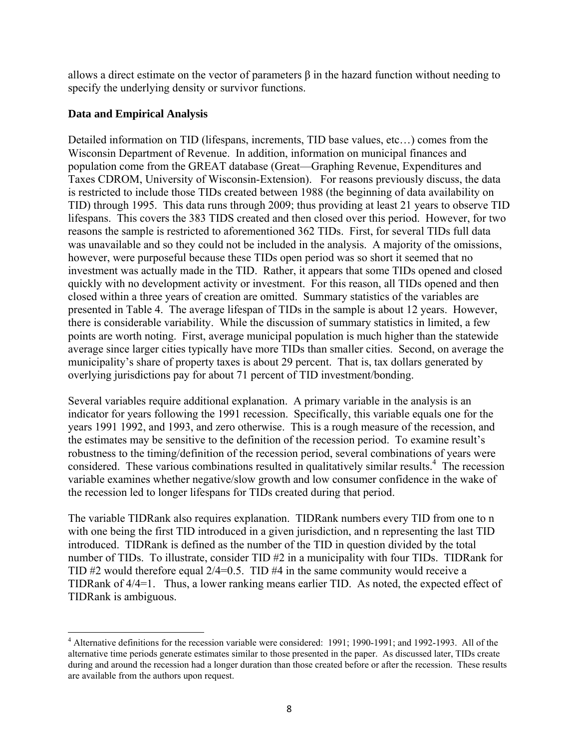allows a direct estimate on the vector of parameters β in the hazard function without needing to specify the underlying density or survivor functions.

**Data and Empirical Analysis**

Detailed information on TID (lifespans, increments, TID base values, etc…) comes from the Wisconsin Department of Revenue. In addition, information on municipal finances and population come from the GREAT database (Great—Graphing Revenue, Expenditures and Taxes CDROM, University of Wisconsin-Extension). For reasons previously discuss, the data is restricted to include those TIDs created between 1988 (the beginning of data availability on TID) through 1995. This data runs through 2009; thus providing at least 21 years to observe TID lifespans. This covers the 383 TIDS created and then closed over this period. However, for two reasons the sample is restricted to aforementioned 362 TIDs. First, for several TIDs full data was unavailable and so they could not be included in the analysis. A majority of the omissions, however, were purposeful because these TIDs open period was so short it seemed that no investment was actually made in the TID. Rather, it appears that some TIDs opened and closed quickly with no development activity or investment. For this reason, all TIDs opened and then closed within a three years of creation are omitted. Summary statistics of the variables are presented in Table 4. The average lifespan of TIDs in the sample is about 12 years. However, there is considerable variability. While the discussion of summary statistics in limited, a few points are worth noting. First, average municipal population is much higher than the statewide average since larger cities typically have more TIDs than smaller cities. Second, on average the municipality's share of property taxes is about 29 percent. That is, tax dollars generated by overlying jurisdictions pay for about 71 percent of TID investment/bonding.

Several variables require additional explanation. A primary variable in the analysis is an indicator for years following the 1991 recession. Specifically, this variable equals one for the years 1991 1992, and 1993, and zero otherwise. This is a rough measure of the recession, and the estimates may be sensitive to the definition of the recession period. To examine result's robustness to the timing/definition of the recession period, several combinations of years were considered. These various combinations resulted in qualitatively similar results.[4] The recession variable examines whether negative/slow growth and low consumer confidence in the wake of the recession led to longer lifespans for TIDs created during that period.

The variable TIDRank also requires explanation. TIDRank numbers every TID from one to n with one being the first TID introduced in a given jurisdiction, and n representing the last TID introduced. TIDRank is defined as the number of the TID in question divided by the total number of TIDs. To illustrate, consider TID #2 in a municipality with four TIDs. TIDRank for TID #2 would therefore equal 2/4=0.5. TID #4 in the same community would receive a TIDRank of 4/4=1. Thus, a lower ranking means earlier TID. As noted, the expected effect of TIDRank is ambiguous.

[4] Alternative definitions for the recession variable were considered: 1991; 1990-1991; and 1992-1993. All of the alternative time periods generate estimates similar to those presented in the paper. As discussed later, TIDs create during and around the recession had a longer duration than those created before or after the recession. These results are available from the authors upon request.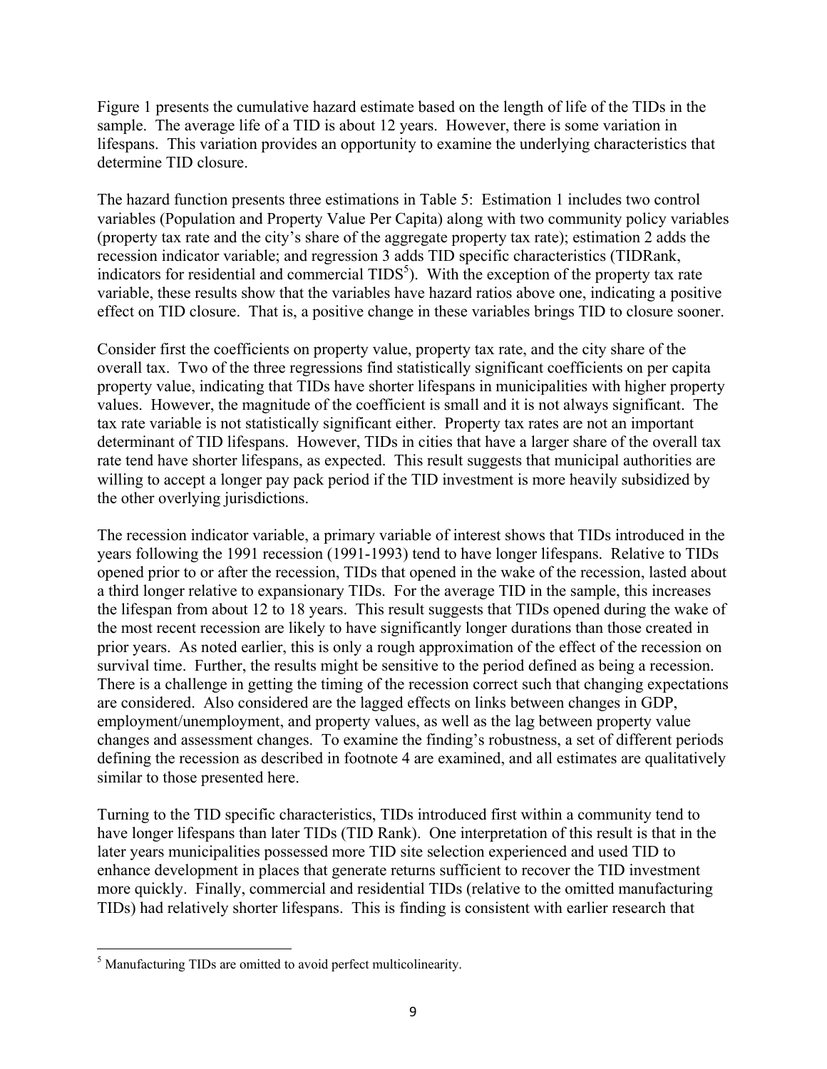Figure 1 presents the cumulative hazard estimate based on the length of life of the TIDs in the sample. The average life of a TID is about 12 years. However, there is some variation in lifespans. This variation provides an opportunity to examine the underlying characteristics that determine TID closure.

The hazard function presents three estimations in Table 5: Estimation 1 includes two control variables (Population and Property Value Per Capita) along with two community policy variables (property tax rate and the city's share of the aggregate property tax rate); estimation 2 adds the recession indicator variable; and regression 3 adds TID specific characteristics (TIDRank, indicators for residential and commercial TIDS[5]). With the exception of the property tax rate variable, these results show that the variables have hazard ratios above one, indicating a positive effect on TID closure. That is, a positive change in these variables brings TID to closure sooner.

Consider first the coefficients on property value, property tax rate, and the city share of the overall tax. Two of the three regressions find statistically significant coefficients on per capita property value, indicating that TIDs have shorter lifespans in municipalities with higher property values. However, the magnitude of the coefficient is small and it is not always significant. The tax rate variable is not statistically significant either. Property tax rates are not an important determinant of TID lifespans. However, TIDs in cities that have a larger share of the overall tax rate tend have shorter lifespans, as expected. This result suggests that municipal authorities are willing to accept a longer pay pack period if the TID investment is more heavily subsidized by the other overlying jurisdictions.

The recession indicator variable, a primary variable of interest shows that TIDs introduced in the years following the 1991 recession (1991-1993) tend to have longer lifespans. Relative to TIDs opened prior to or after the recession, TIDs that opened in the wake of the recession, lasted about a third longer relative to expansionary TIDs. For the average TID in the sample, this increases the lifespan from about 12 to 18 years. This result suggests that TIDs opened during the wake of the most recent recession are likely to have significantly longer durations than those created in prior years. As noted earlier, this is only a rough approximation of the effect of the recession on survival time. Further, the results might be sensitive to the period defined as being a recession. There is a challenge in getting the timing of the recession correct such that changing expectations are considered. Also considered are the lagged effects on links between changes in GDP, employment/unemployment, and property values, as well as the lag between property value changes and assessment changes. To examine the finding's robustness, a set of different periods defining the recession as described in footnote 4 are examined, and all estimates are qualitatively similar to those presented here.

Turning to the TID specific characteristics, TIDs introduced first within a community tend to have longer lifespans than later TIDs (TID Rank). One interpretation of this result is that in the later years municipalities possessed more TID site selection experienced and used TID to enhance development in places that generate returns sufficient to recover the TID investment more quickly. Finally, commercial and residential TIDs (relative to the omitted manufacturing TIDs) had relatively shorter lifespans. This is finding is consistent with earlier research that

[5] Manufacturing TIDs are omitted to avoid perfect multicolinearity.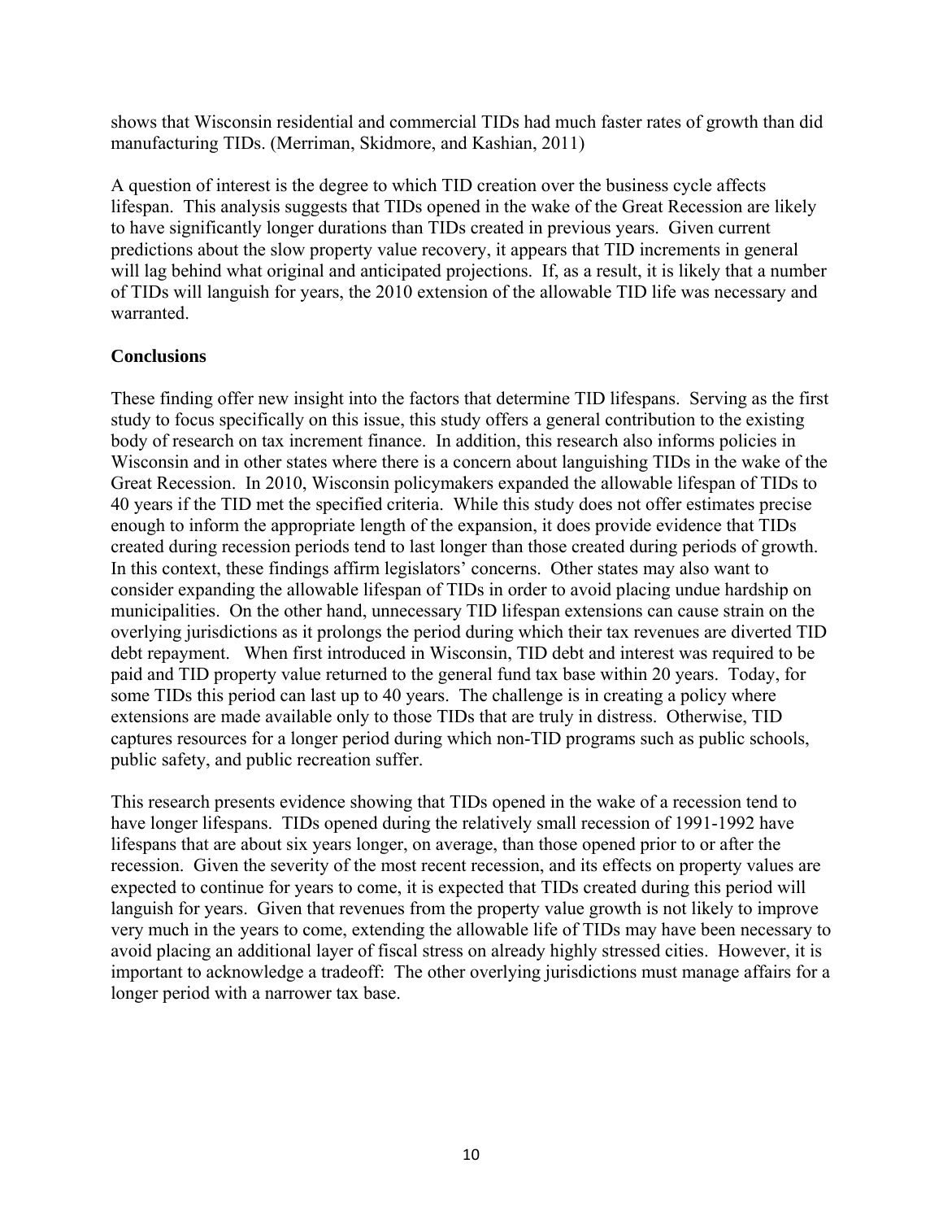shows that Wisconsin residential and commercial TIDs had much faster rates of growth than did manufacturing TIDs. (Merriman, Skidmore, and Kashian, 2011)

A question of interest is the degree to which TID creation over the business cycle affects lifespan. This analysis suggests that TIDs opened in the wake of the Great Recession are likely to have significantly longer durations than TIDs created in previous years. Given current predictions about the slow property value recovery, it appears that TID increments in general will lag behind what original and anticipated projections. If, as a result, it is likely that a number of TIDs will languish for years, the 2010 extension of the allowable TID life was necessary and warranted.

**Conclusions**

These finding offer new insight into the factors that determine TID lifespans. Serving as the first study to focus specifically on this issue, this study offers a general contribution to the existing body of research on tax increment finance. In addition, this research also informs policies in Wisconsin and in other states where there is a concern about languishing TIDs in the wake of the Great Recession. In 2010, Wisconsin policymakers expanded the allowable lifespan of TIDs to 40 years if the TID met the specified criteria. While this study does not offer estimates precise enough to inform the appropriate length of the expansion, it does provide evidence that TIDs created during recession periods tend to last longer than those created during periods of growth. In this context, these findings affirm legislators' concerns. Other states may also want to consider expanding the allowable lifespan of TIDs in order to avoid placing undue hardship on municipalities. On the other hand, unnecessary TID lifespan extensions can cause strain on the overlying jurisdictions as it prolongs the period during which their tax revenues are diverted TID debt repayment. When first introduced in Wisconsin, TID debt and interest was required to be paid and TID property value returned to the general fund tax base within 20 years. Today, for some TIDs this period can last up to 40 years. The challenge is in creating a policy where extensions are made available only to those TIDs that are truly in distress. Otherwise, TID captures resources for a longer period during which non-TID programs such as public schools, public safety, and public recreation suffer.

This research presents evidence showing that TIDs opened in the wake of a recession tend to have longer lifespans. TIDs opened during the relatively small recession of 1991-1992 have lifespans that are about six years longer, on average, than those opened prior to or after the recession. Given the severity of the most recent recession, and its effects on property values are expected to continue for years to come, it is expected that TIDs created during this period will languish for years. Given that revenues from the property value growth is not likely to improve very much in the years to come, extending the allowable life of TIDs may have been necessary to avoid placing an additional layer of fiscal stress on already highly stressed cities. However, it is important to acknowledge a tradeoff: The other overlying jurisdictions must manage affairs for a longer period with a narrower tax base.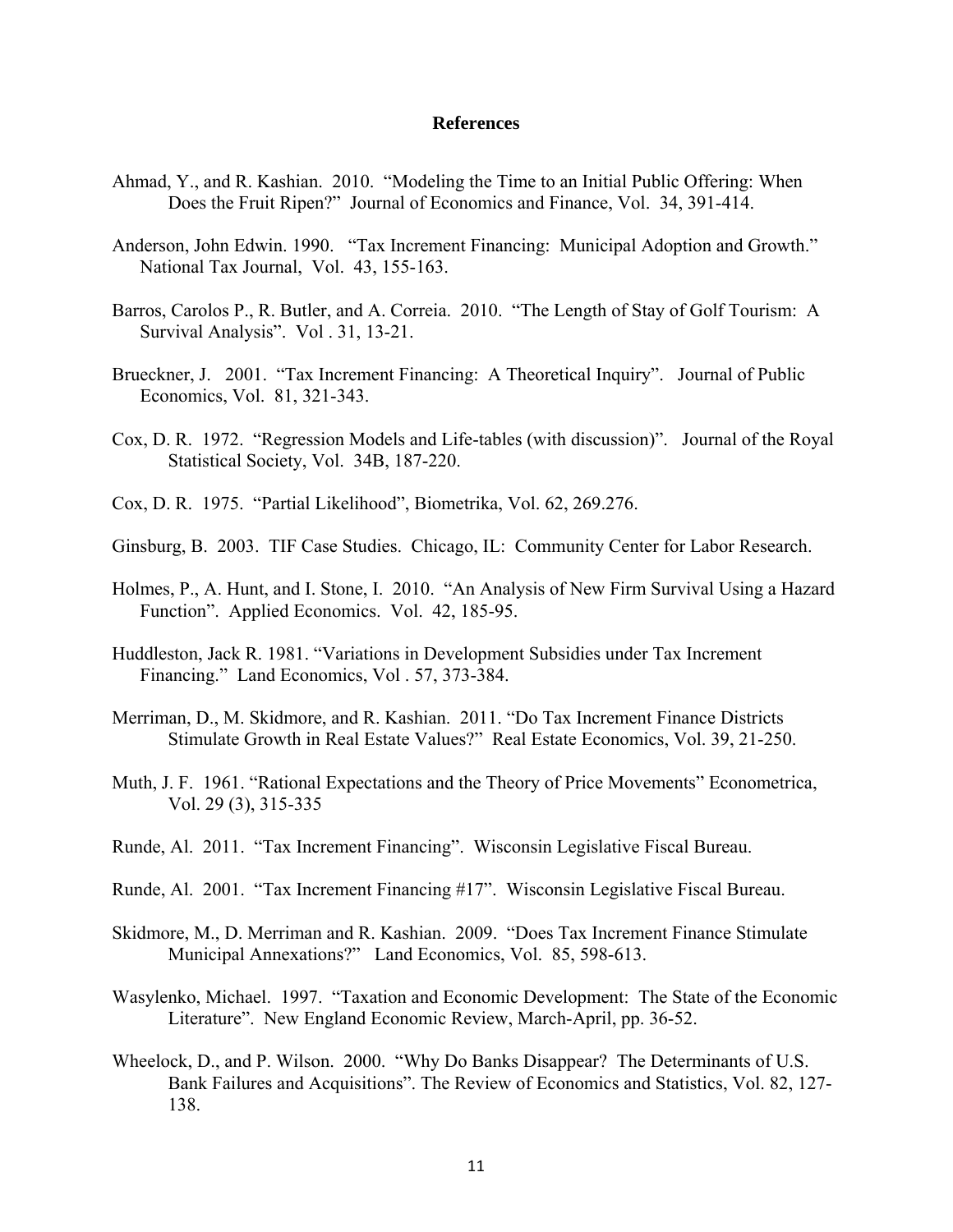## References

Ahmad, Y., and R. Kashian. 2010. "Modeling the Time to an Initial Public Offering: When Does the Fruit Ripen?" Journal of Economics and Finance, Vol. 34, 391-414.

Anderson, John Edwin. 1990. "Tax Increment Financing: Municipal Adoption and Growth." National Tax Journal, Vol. 43, 155-163.

Barros, Carolos P., R. Butler, and A. Correia. 2010. "The Length of Stay of Golf Tourism: A Survival Analysis". Vol . 31, 13-21.

Brueckner, J. 2001. "Tax Increment Financing: A Theoretical Inquiry". Journal of Public Economics, Vol. 81, 321-343.

Cox, D. R. 1972. "Regression Models and Life-tables (with discussion)". Journal of the Royal Statistical Society, Vol. 34B, 187-220.

Cox, D. R. 1975. "Partial Likelihood", Biometrika, Vol. 62, 269.276.

Ginsburg, B. 2003. TIF Case Studies. Chicago, IL: Community Center for Labor Research.

Holmes, P., A. Hunt, and I. Stone, I. 2010. "An Analysis of New Firm Survival Using a Hazard Function". Applied Economics. Vol. 42, 185-95.

Huddleston, Jack R. 1981. "Variations in Development Subsidies under Tax Increment Financing." Land Economics, Vol . 57, 373-384.

Merriman, D., M. Skidmore, and R. Kashian. 2011. "Do Tax Increment Finance Districts Stimulate Growth in Real Estate Values?" Real Estate Economics, Vol. 39, 21-250.

Muth, J. F. 1961. "Rational Expectations and the Theory of Price Movements" Econometrica, Vol. 29 (3), 315-335

Runde, Al. 2011. "Tax Increment Financing". Wisconsin Legislative Fiscal Bureau.

Runde, Al. 2001. "Tax Increment Financing #17". Wisconsin Legislative Fiscal Bureau.

Skidmore, M., D. Merriman and R. Kashian. 2009. "Does Tax Increment Finance Stimulate Municipal Annexations?" Land Economics, Vol. 85, 598-613.

Wasylenko, Michael. 1997. "Taxation and Economic Development: The State of the Economic Literature". New England Economic Review, March-April, pp. 36-52.

Wheelock, D., and P. Wilson. 2000. "Why Do Banks Disappear? The Determinants of U.S. Bank Failures and Acquisitions". The Review of Economics and Statistics, Vol. 82, 127-138.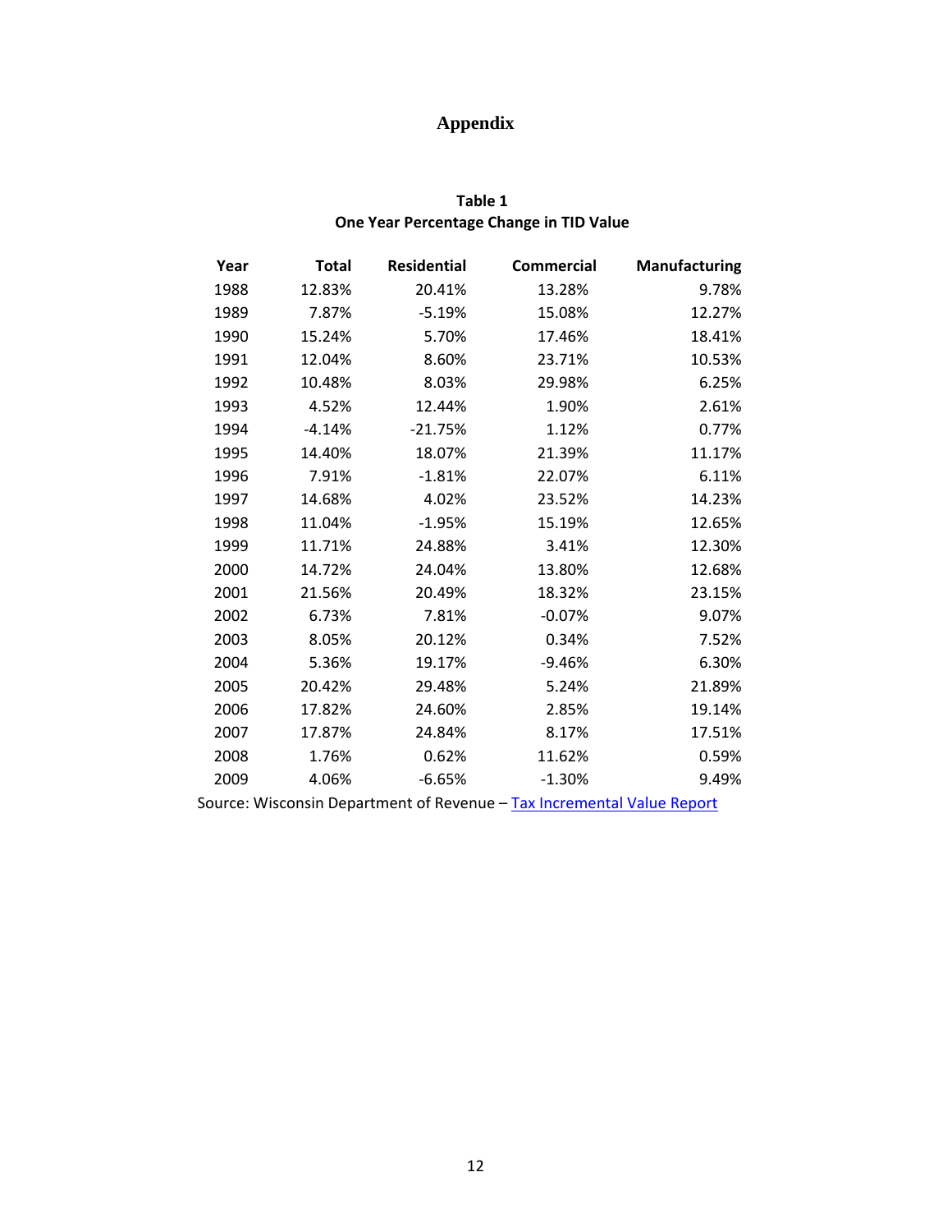# Appendix

**Table 1**
**One Year Percentage Change in TID Value**

| Year | Total | Residential | Commercial | Manufacturing |
|---|---|---|---|---|
| 1988 | 12.83% | 20.41% | 13.28% | 9.78% |
| 1989 | 7.87% | -5.19% | 15.08% | 12.27% |
| 1990 | 15.24% | 5.70% | 17.46% | 18.41% |
| 1991 | 12.04% | 8.60% | 23.71% | 10.53% |
| 1992 | 10.48% | 8.03% | 29.98% | 6.25% |
| 1993 | 4.52% | 12.44% | 1.90% | 2.61% |
| 1994 | -4.14% | -21.75% | 1.12% | 0.77% |
| 1995 | 14.40% | 18.07% | 21.39% | 11.17% |
| 1996 | 7.91% | -1.81% | 22.07% | 6.11% |
| 1997 | 14.68% | 4.02% | 23.52% | 14.23% |
| 1998 | 11.04% | -1.95% | 15.19% | 12.65% |
| 1999 | 11.71% | 24.88% | 3.41% | 12.30% |
| 2000 | 14.72% | 24.04% | 13.80% | 12.68% |
| 2001 | 21.56% | 20.49% | 18.32% | 23.15% |
| 2002 | 6.73% | 7.81% | -0.07% | 9.07% |
| 2003 | 8.05% | 20.12% | 0.34% | 7.52% |
| 2004 | 5.36% | 19.17% | -9.46% | 6.30% |
| 2005 | 20.42% | 29.48% | 5.24% | 21.89% |
| 2006 | 17.82% | 24.60% | 2.85% | 19.14% |
| 2007 | 17.87% | 24.84% | 8.17% | 17.51% |
| 2008 | 1.76% | 0.62% | 11.62% | 0.59% |
| 2009 | 4.06% | -6.65% | -1.30% | 9.49% |

Source: Wisconsin Department of Revenue – Tax Incremental Value Report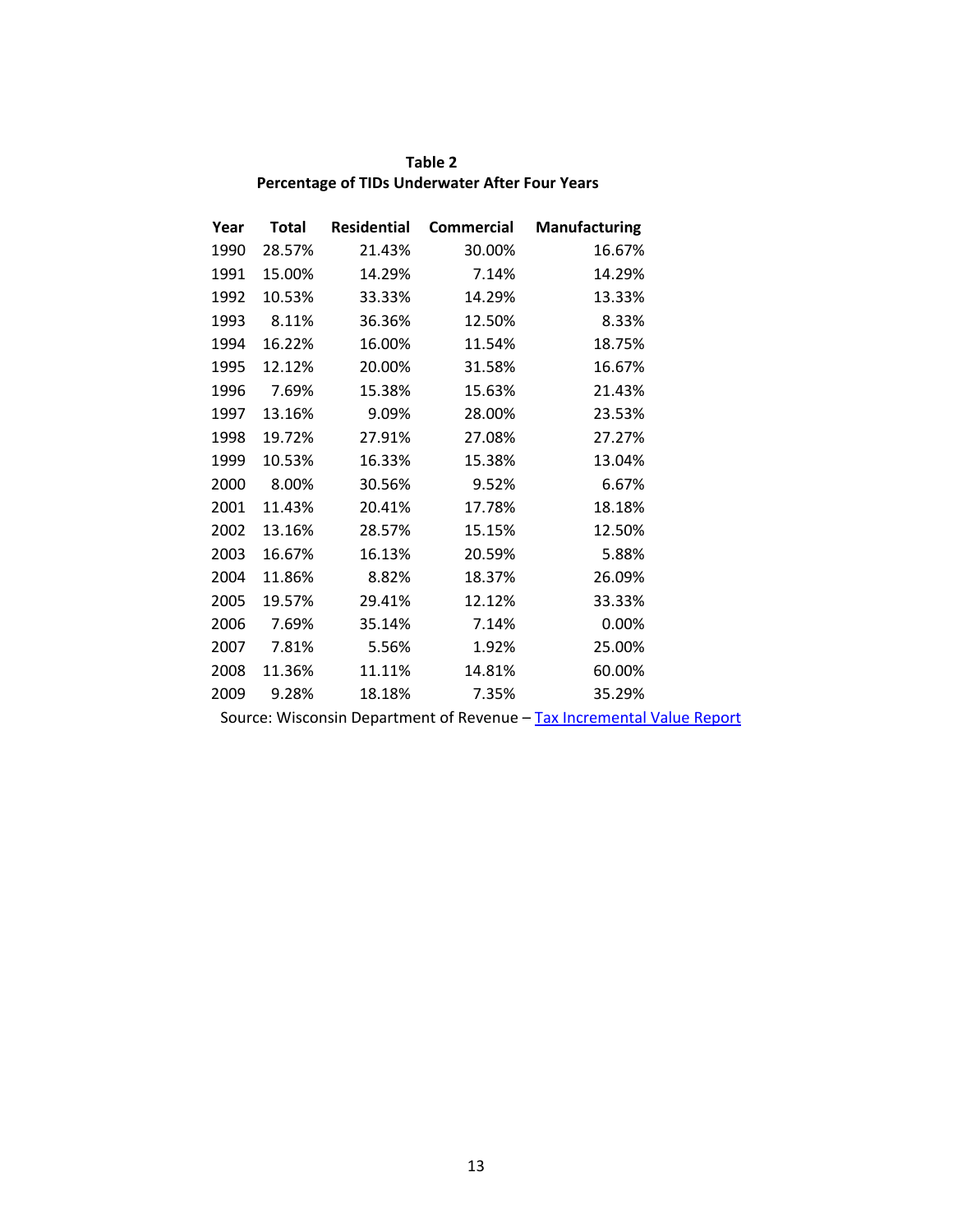**Table 2**
**Percentage of TIDs Underwater After Four Years**

| Year | Total | Residential | Commercial | Manufacturing |
|---|---|---|---|---|
| 1990 | 28.57% | 21.43% | 30.00% | 16.67% |
| 1991 | 15.00% | 14.29% | 7.14% | 14.29% |
| 1992 | 10.53% | 33.33% | 14.29% | 13.33% |
| 1993 | 8.11% | 36.36% | 12.50% | 8.33% |
| 1994 | 16.22% | 16.00% | 11.54% | 18.75% |
| 1995 | 12.12% | 20.00% | 31.58% | 16.67% |
| 1996 | 7.69% | 15.38% | 15.63% | 21.43% |
| 1997 | 13.16% | 9.09% | 28.00% | 23.53% |
| 1998 | 19.72% | 27.91% | 27.08% | 27.27% |
| 1999 | 10.53% | 16.33% | 15.38% | 13.04% |
| 2000 | 8.00% | 30.56% | 9.52% | 6.67% |
| 2001 | 11.43% | 20.41% | 17.78% | 18.18% |
| 2002 | 13.16% | 28.57% | 15.15% | 12.50% |
| 2003 | 16.67% | 16.13% | 20.59% | 5.88% |
| 2004 | 11.86% | 8.82% | 18.37% | 26.09% |
| 2005 | 19.57% | 29.41% | 12.12% | 33.33% |
| 2006 | 7.69% | 35.14% | 7.14% | 0.00% |
| 2007 | 7.81% | 5.56% | 1.92% | 25.00% |
| 2008 | 11.36% | 11.11% | 14.81% | 60.00% |
| 2009 | 9.28% | 18.18% | 7.35% | 35.29% |

Source: Wisconsin Department of Revenue – Tax Incremental Value Report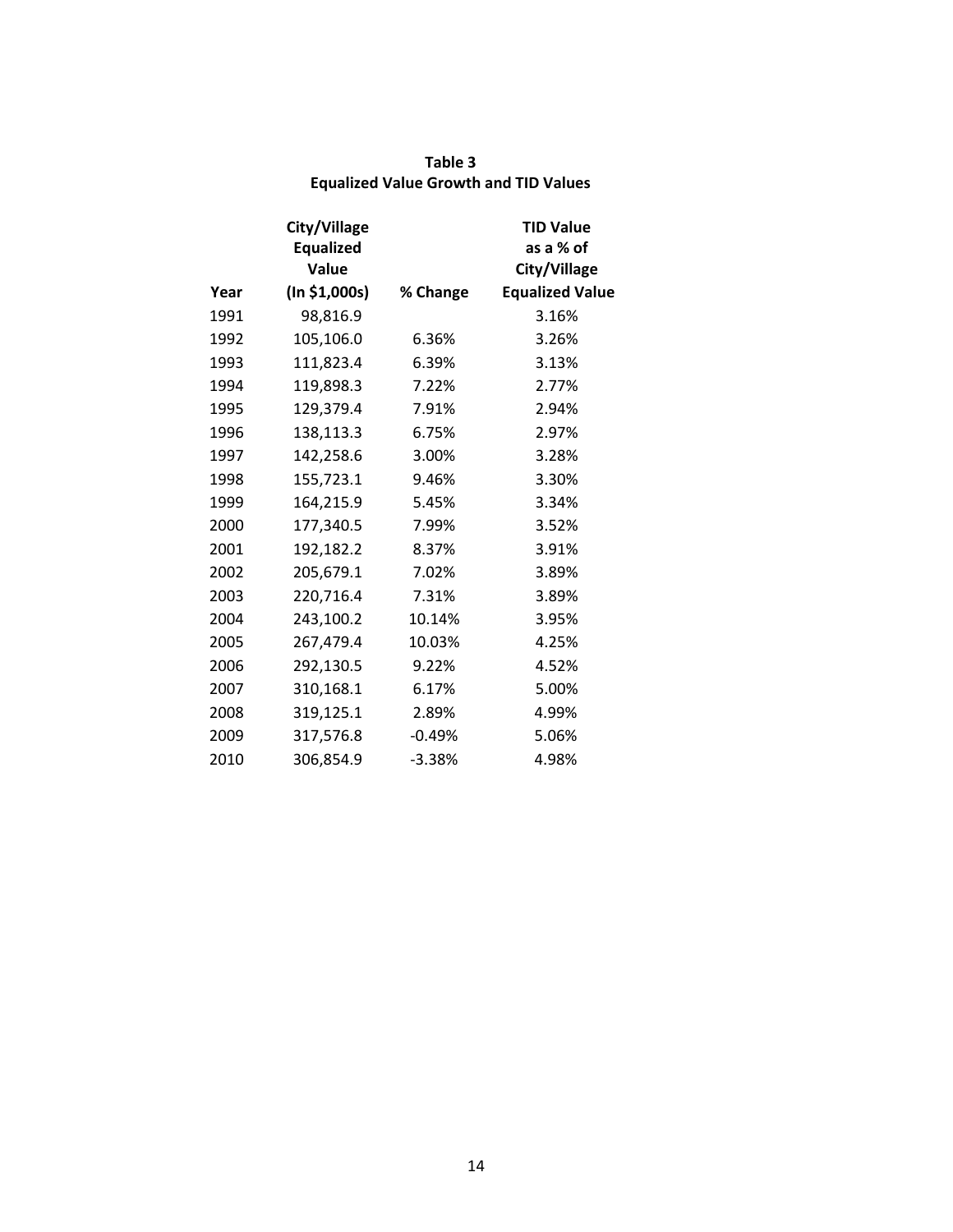**Table 3**
**Equalized Value Growth and TID Values**

| Year | City/Village Equalized Value (In $1,000s) | % Change | TID Value as a % of City/Village Equalized Value |
|---|---|---|---|
| 1991 | 98,816.9 | | 3.16% |
| 1992 | 105,106.0 | 6.36% | 3.26% |
| 1993 | 111,823.4 | 6.39% | 3.13% |
| 1994 | 119,898.3 | 7.22% | 2.77% |
| 1995 | 129,379.4 | 7.91% | 2.94% |
| 1996 | 138,113.3 | 6.75% | 2.97% |
| 1997 | 142,258.6 | 3.00% | 3.28% |
| 1998 | 155,723.1 | 9.46% | 3.30% |
| 1999 | 164,215.9 | 5.45% | 3.34% |
| 2000 | 177,340.5 | 7.99% | 3.52% |
| 2001 | 192,182.2 | 8.37% | 3.91% |
| 2002 | 205,679.1 | 7.02% | 3.89% |
| 2003 | 220,716.4 | 7.31% | 3.89% |
| 2004 | 243,100.2 | 10.14% | 3.95% |
| 2005 | 267,479.4 | 10.03% | 4.25% |
| 2006 | 292,130.5 | 9.22% | 4.52% |
| 2007 | 310,168.1 | 6.17% | 5.00% |
| 2008 | 319,125.1 | 2.89% | 4.99% |
| 2009 | 317,576.8 | -0.49% | 5.06% |
| 2010 | 306,854.9 | -3.38% | 4.98% |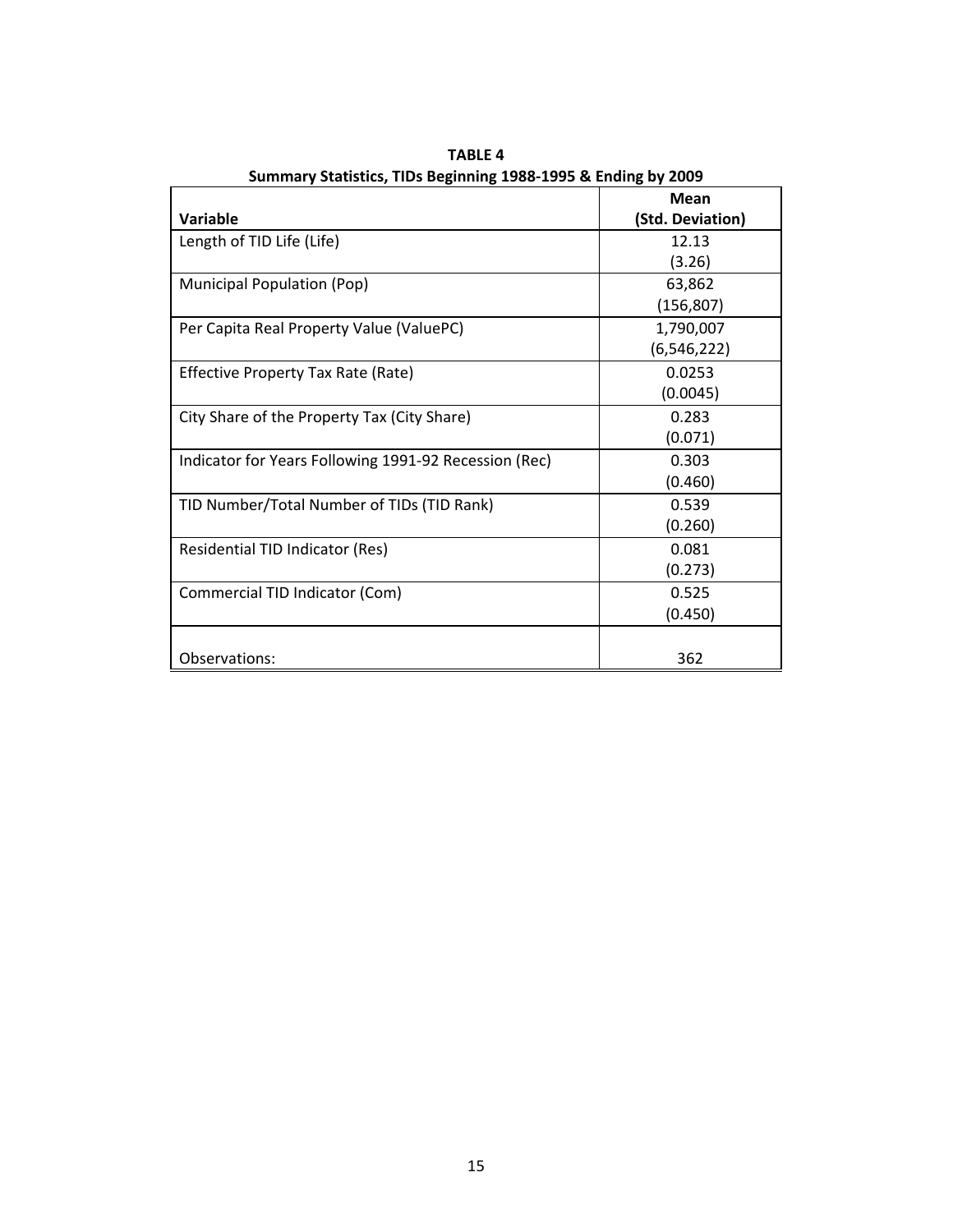**TABLE 4**

**Summary Statistics, TIDs Beginning 1988-1995 & Ending by 2009**

| Variable | Mean (Std. Deviation) |
|---|---|
| Length of TID Life (Life) | 12.13 (3.26) |
| Municipal Population (Pop) | 63,862 (156,807) |
| Per Capita Real Property Value (ValuePC) | 1,790,007 (6,546,222) |
| Effective Property Tax Rate (Rate) | 0.0253 (0.0045) |
| City Share of the Property Tax (City Share) | 0.283 (0.071) |
| Indicator for Years Following 1991-92 Recession (Rec) | 0.303 (0.460) |
| TID Number/Total Number of TIDs (TID Rank) | 0.539 (0.260) |
| Residential TID Indicator (Res) | 0.081 (0.273) |
| Commercial TID Indicator (Com) | 0.525 (0.450) |
| Observations: | 362 |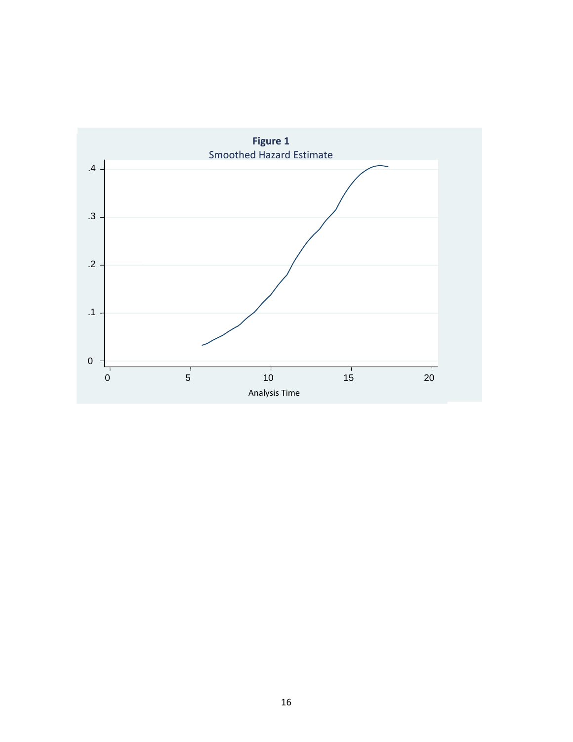**Figure 1**

Smoothed Hazard Estimate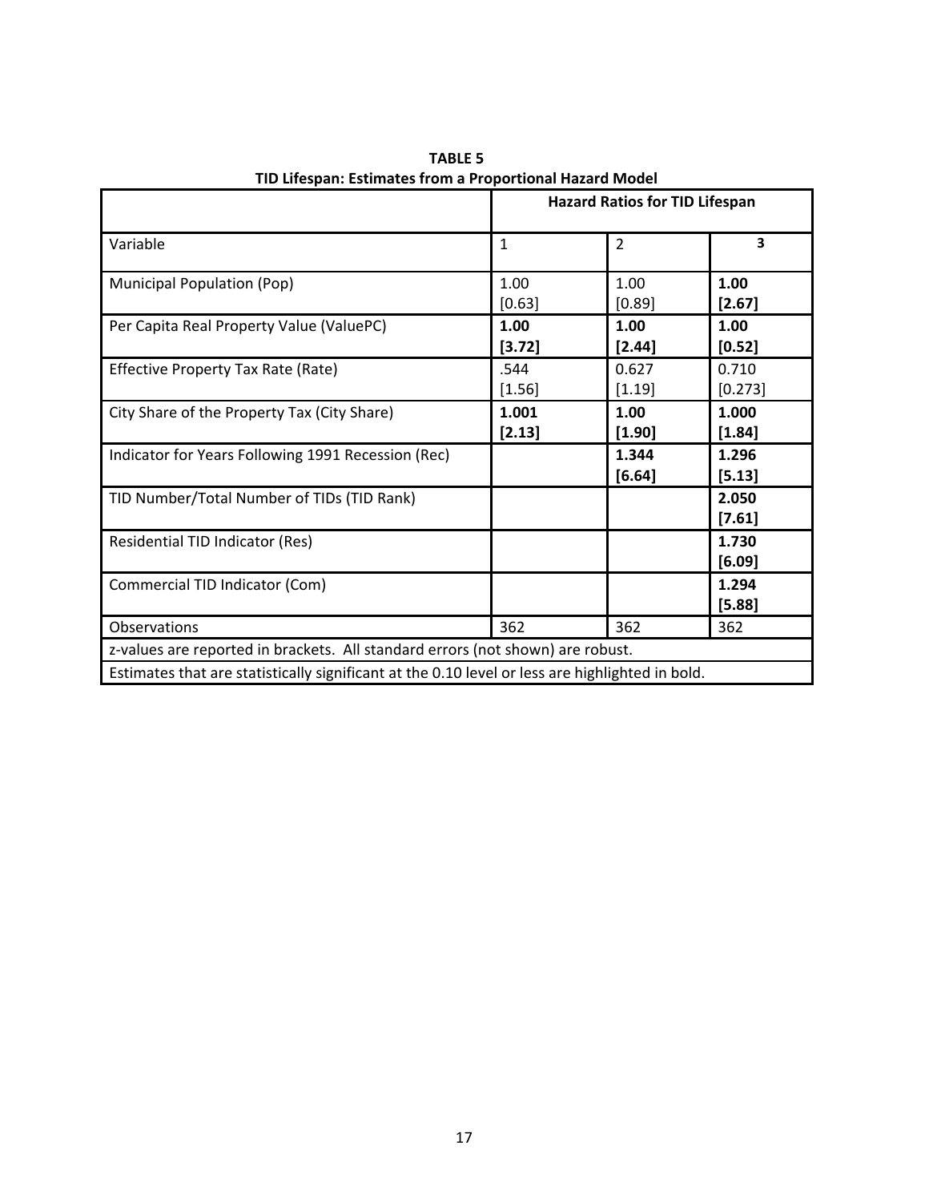**TABLE 5**
**TID Lifespan: Estimates from a Proportional Hazard Model**

| | **Hazard Ratios for TID Lifespan** | | |
|---|---|---|---|
| Variable | 1 | 2 | **3** |
| Municipal Population (Pop) | 1.00<br>[0.63] | 1.00<br>[0.89] | **1.00**<br>**[2.67]** |
| Per Capita Real Property Value (ValuePC) | **1.00**<br>**[3.72]** | **1.00**<br>**[2.44]** | 1.00<br>[0.52] |
| Effective Property Tax Rate (Rate) | .544<br>[1.56] | 0.627<br>[1.19] | 0.710<br>[0.273] |
| City Share of the Property Tax (City Share) | **1.001**<br>**[2.13]** | **1.00**<br>**[1.90]** | **1.000**<br>**[1.84]** |
| Indicator for Years Following 1991 Recession (Rec) | | **1.344**<br>**[6.64]** | **1.296**<br>**[5.13]** |
| TID Number/Total Number of TIDs (TID Rank) | | | **2.050**<br>**[7.61]** |
| Residential TID Indicator (Res) | | | **1.730**<br>**[6.09]** |
| Commercial TID Indicator (Com) | | | **1.294**<br>**[5.88]** |
| Observations | 362 | 362 | 362 |
| z-values are reported in brackets. All standard errors (not shown) are robust. | | | |
| Estimates that are statistically significant at the 0.10 level or less are highlighted in bold. | | | |